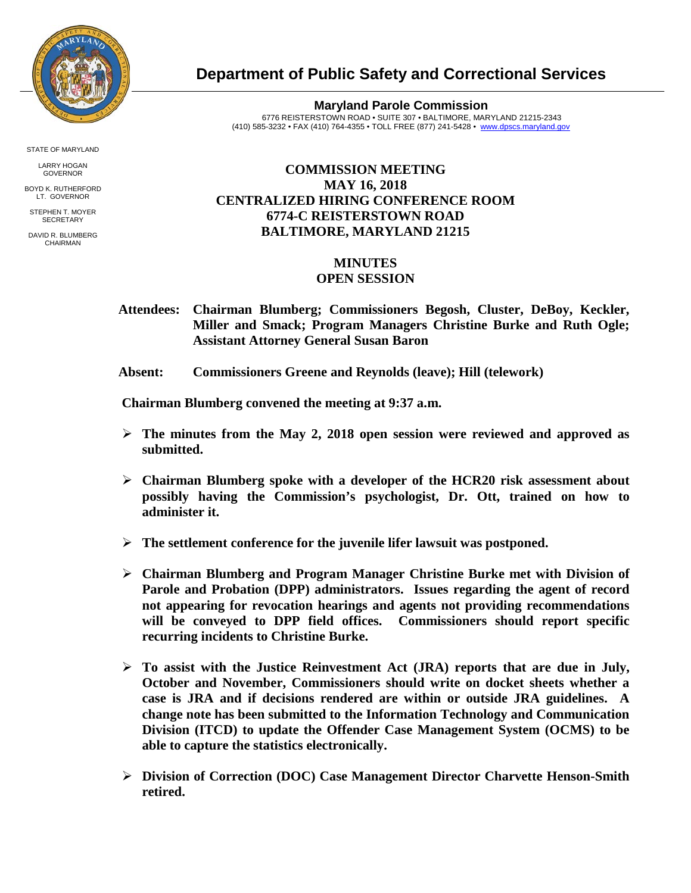# Department of Public Safety and Correctional Services

**Maryland Parole Commission**
6776 REISTERSTOWN ROAD • SUITE 307 • BALTIMORE, MARYLAND 21215-2343
(410) 585-3232 • FAX (410) 764-4355 • TOLL FREE (877) 241-5428 • www.dpscs.maryland.gov

STATE OF MARYLAND

LARRY HOGAN
GOVERNOR

BOYD K. RUTHERFORD
LT. GOVERNOR

STEPHEN T. MOYER
SECRETARY

DAVID R. BLUMBERG
CHAIRMAN

## COMMISSION MEETING
## MAY 16, 2018
## CENTRALIZED HIRING CONFERENCE ROOM
## 6774-C REISTERSTOWN ROAD
## BALTIMORE, MARYLAND 21215

## MINUTES
## OPEN SESSION

**Attendees: Chairman Blumberg; Commissioners Begosh, Cluster, DeBoy, Keckler, Miller and Smack; Program Managers Christine Burke and Ruth Ogle; Assistant Attorney General Susan Baron**

**Absent: Commissioners Greene and Reynolds (leave); Hill (telework)**

**Chairman Blumberg convened the meeting at 9:37 a.m.**

- **The minutes from the May 2, 2018 open session were reviewed and approved as submitted.**
- **Chairman Blumberg spoke with a developer of the HCR20 risk assessment about possibly having the Commission's psychologist, Dr. Ott, trained on how to administer it.**
- **The settlement conference for the juvenile lifer lawsuit was postponed.**
- **Chairman Blumberg and Program Manager Christine Burke met with Division of Parole and Probation (DPP) administrators. Issues regarding the agent of record not appearing for revocation hearings and agents not providing recommendations will be conveyed to DPP field offices. Commissioners should report specific recurring incidents to Christine Burke.**
- **To assist with the Justice Reinvestment Act (JRA) reports that are due in July, October and November, Commissioners should write on docket sheets whether a case is JRA and if decisions rendered are within or outside JRA guidelines. A change note has been submitted to the Information Technology and Communication Division (ITCD) to update the Offender Case Management System (OCMS) to be able to capture the statistics electronically.**
- **Division of Correction (DOC) Case Management Director Charvette Henson-Smith retired.**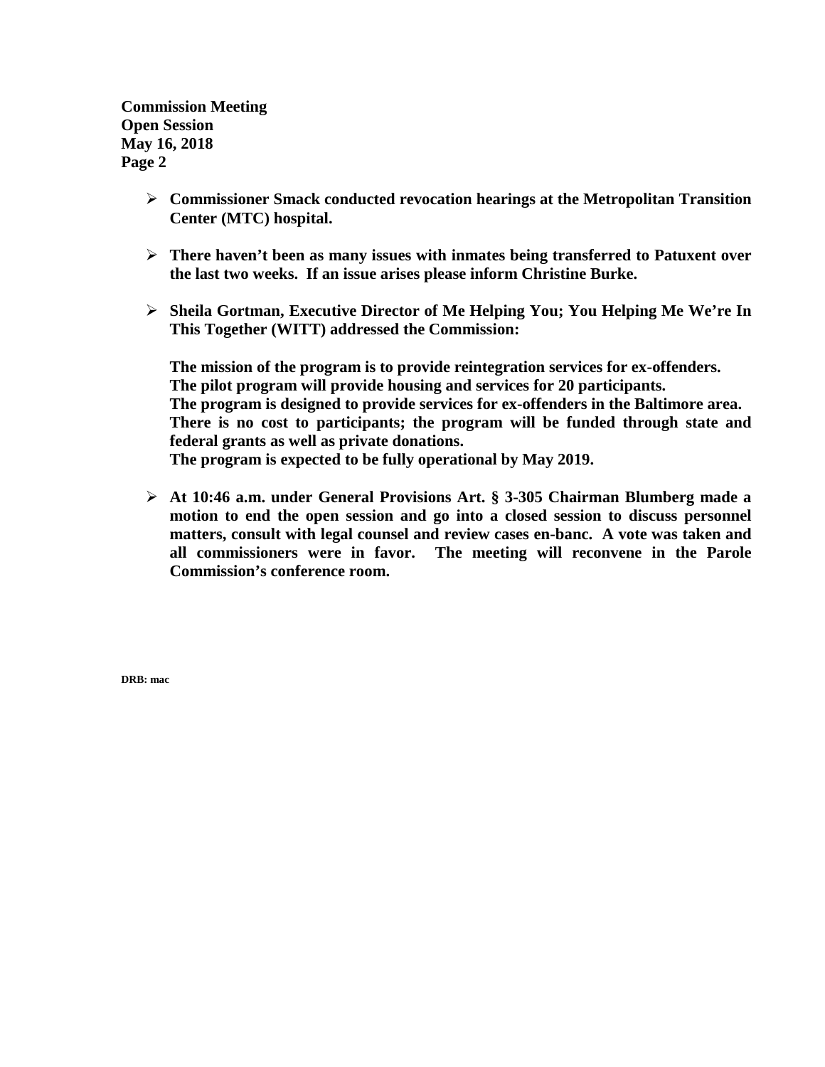- **Commissioner Smack conducted revocation hearings at the Metropolitan Transition Center (MTC) hospital.**

- **There haven't been as many issues with inmates being transferred to Patuxent over the last two weeks. If an issue arises please inform Christine Burke.**

- **Sheila Gortman, Executive Director of Me Helping You; You Helping Me We're In This Together (WITT) addressed the Commission:**

  **The mission of the program is to provide reintegration services for ex-offenders.**
  **The pilot program will provide housing and services for 20 participants.**
  **The program is designed to provide services for ex-offenders in the Baltimore area.**
  **There is no cost to participants; the program will be funded through state and federal grants as well as private donations.**
  **The program is expected to be fully operational by May 2019.**

- **At 10:46 a.m. under General Provisions Art. § 3-305 Chairman Blumberg made a motion to end the open session and go into a closed session to discuss personnel matters, consult with legal counsel and review cases en-banc. A vote was taken and all commissioners were in favor. The meeting will reconvene in the Parole Commission's conference room.**

**DRB: mac**